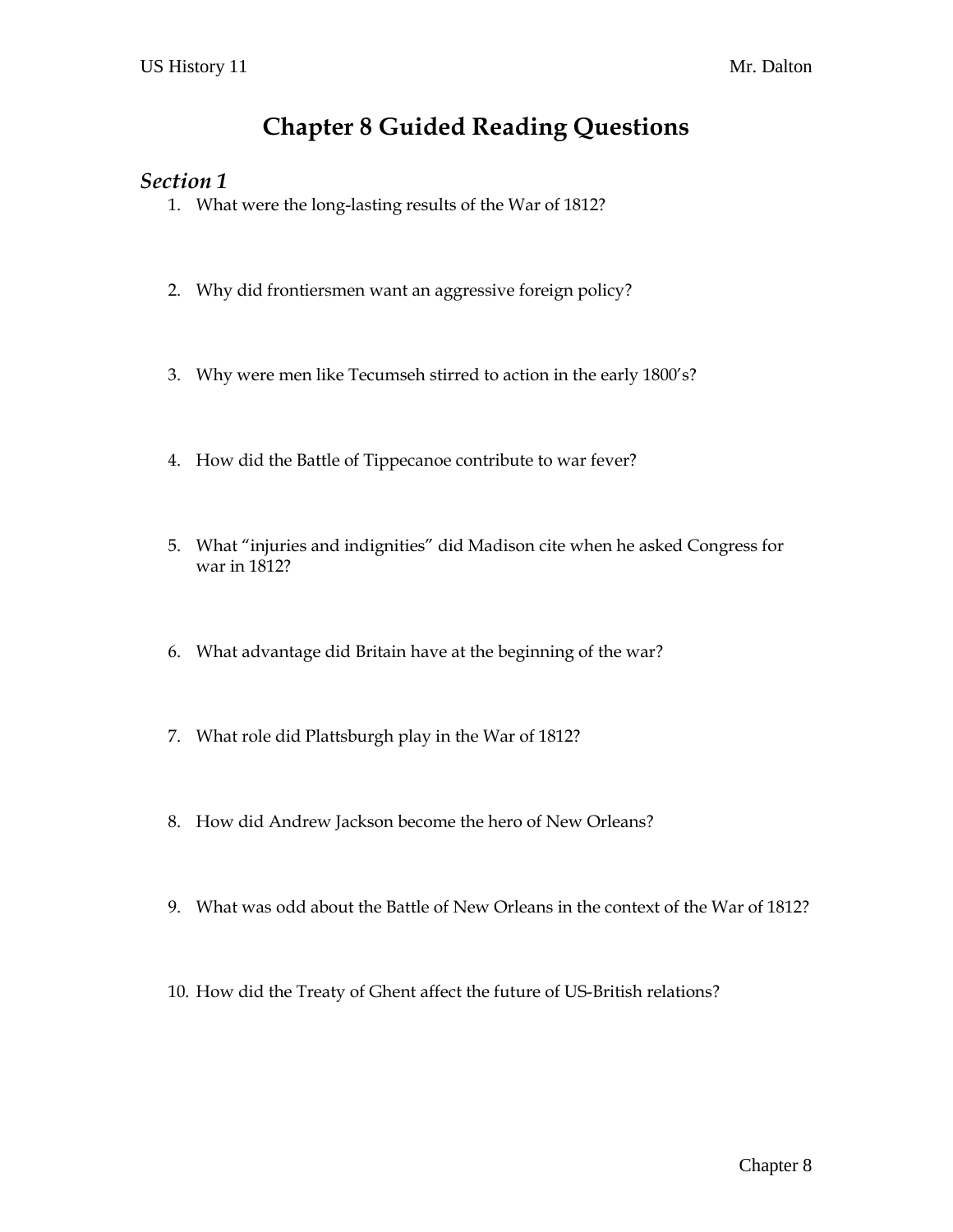# Chapter 8 Guided Reading Questions

## *Section 1*

1. What were the long-lasting results of the War of 1812?

2. Why did frontiersmen want an aggressive foreign policy?

3. Why were men like Tecumseh stirred to action in the early 1800's?

4. How did the Battle of Tippecanoe contribute to war fever?

5. What "injuries and indignities" did Madison cite when he asked Congress for war in 1812?

6. What advantage did Britain have at the beginning of the war?

7. What role did Plattsburgh play in the War of 1812?

8. How did Andrew Jackson become the hero of New Orleans?

9. What was odd about the Battle of New Orleans in the context of the War of 1812?

10. How did the Treaty of Ghent affect the future of US-British relations?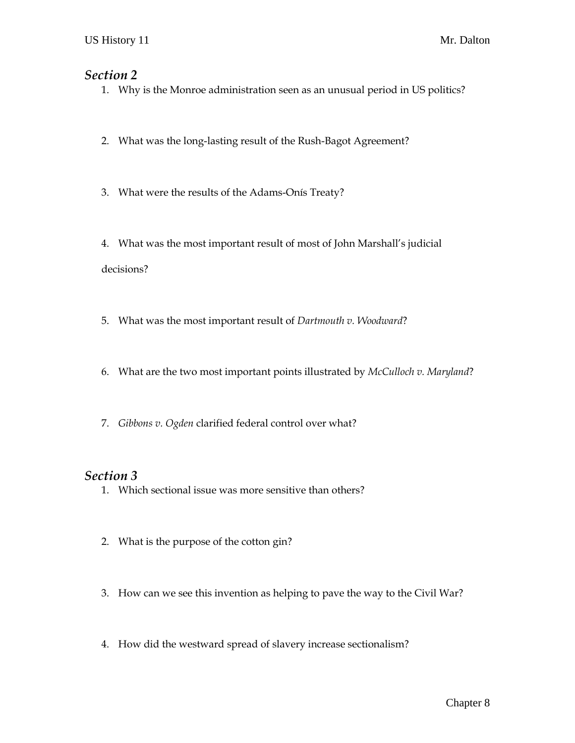## *Section 2*

1. Why is the Monroe administration seen as an unusual period in US politics?

2. What was the long-lasting result of the Rush-Bagot Agreement?

3. What were the results of the Adams-Onís Treaty?

4. What was the most important result of most of John Marshall's judicial decisions?

5. What was the most important result of *Dartmouth v. Woodward*?

6. What are the two most important points illustrated by *McCulloch v. Maryland*?

7. *Gibbons v. Ogden* clarified federal control over what?

## *Section 3*

1. Which sectional issue was more sensitive than others?

2. What is the purpose of the cotton gin?

3. How can we see this invention as helping to pave the way to the Civil War?

4. How did the westward spread of slavery increase sectionalism?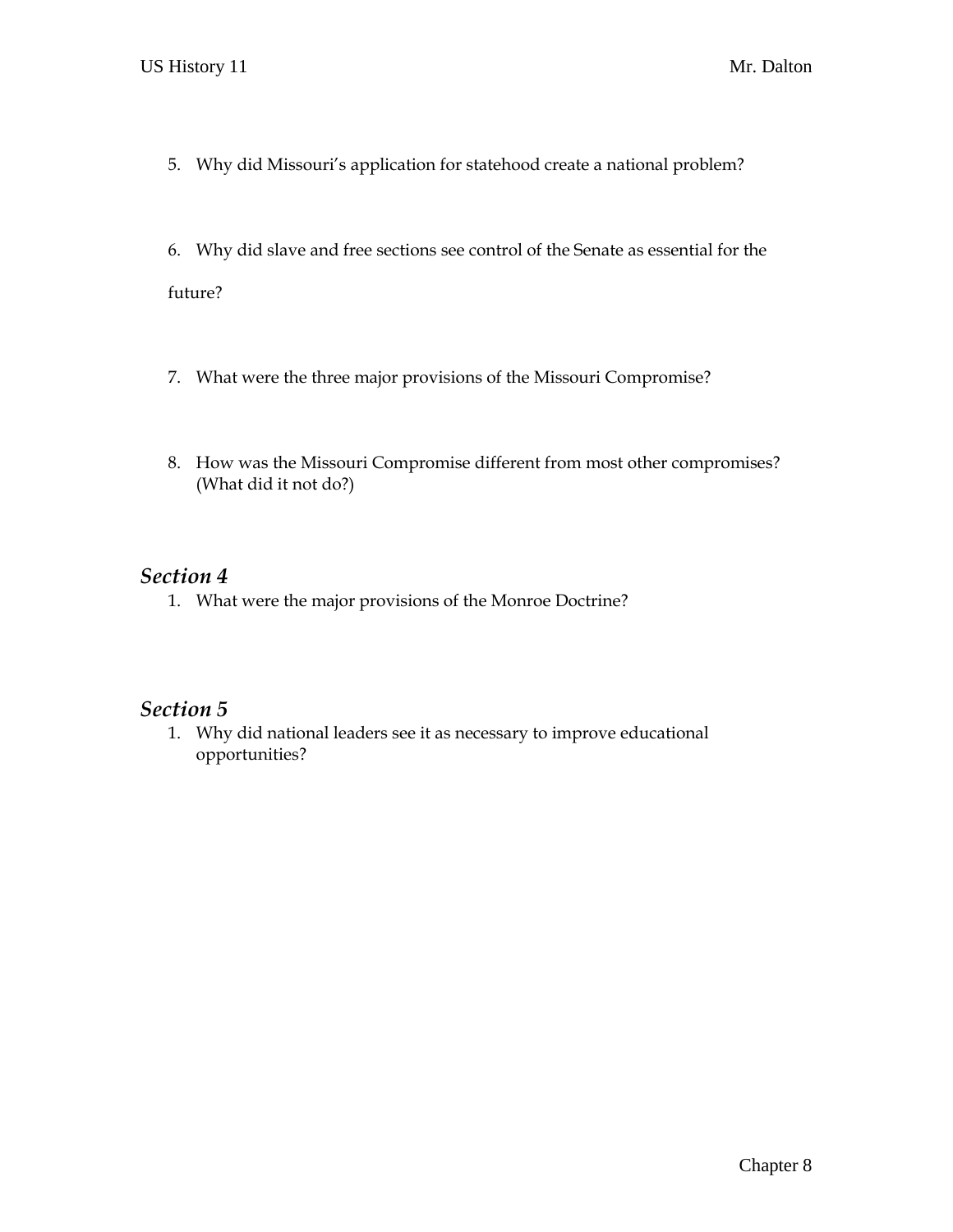5. Why did Missouri's application for statehood create a national problem?

6. Why did slave and free sections see control of the Senate as essential for the future?

7. What were the three major provisions of the Missouri Compromise?

8. How was the Missouri Compromise different from most other compromises? (What did it not do?)

## *Section 4*

1. What were the major provisions of the Monroe Doctrine?

## *Section 5*

1. Why did national leaders see it as necessary to improve educational opportunities?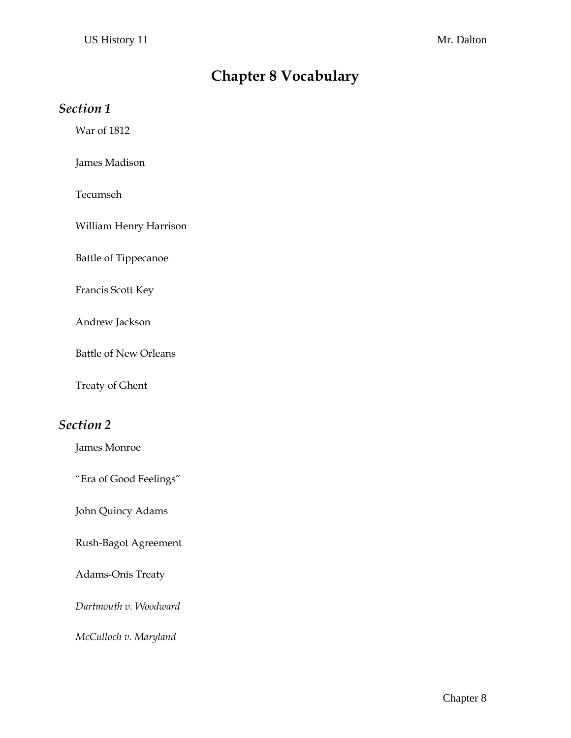# Chapter 8 Vocabulary

## *Section 1*

War of 1812

James Madison

Tecumseh

William Henry Harrison

Battle of Tippecanoe

Francis Scott Key

Andrew Jackson

Battle of New Orleans

Treaty of Ghent

## *Section 2*

James Monroe

"Era of Good Feelings"

John Quincy Adams

Rush-Bagot Agreement

Adams-Onís Treaty

*Dartmouth v. Woodward*

*McCulloch v. Maryland*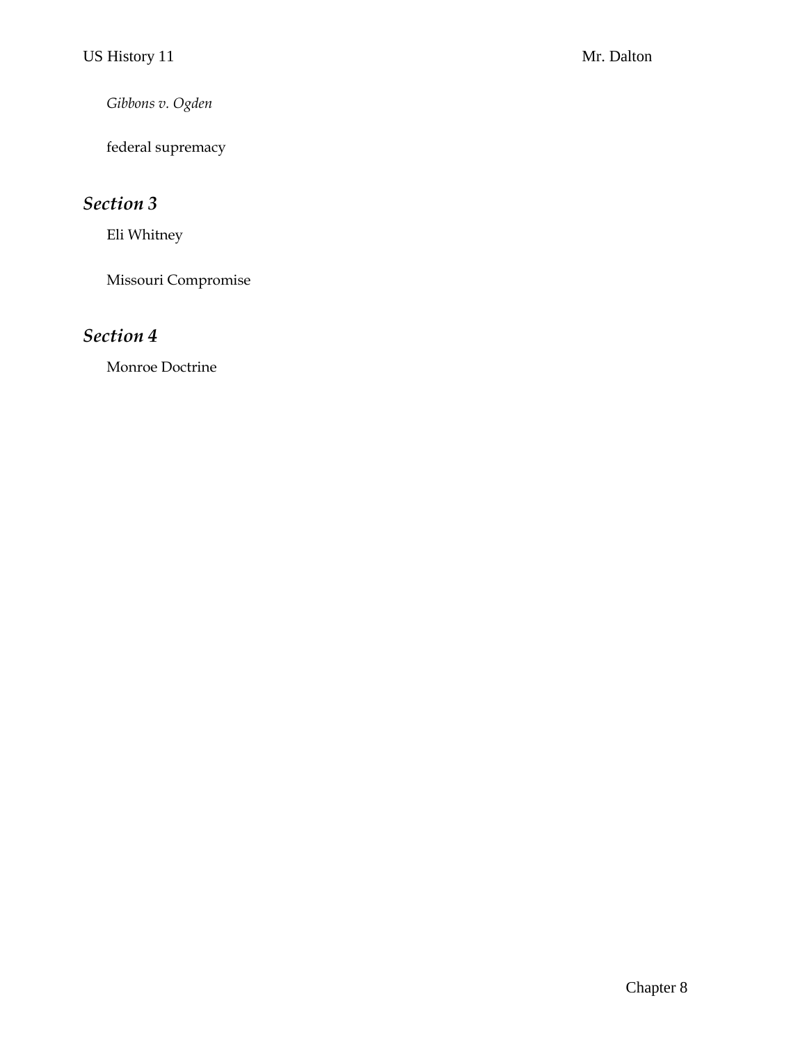*Gibbons v. Ogden*

federal supremacy

## *Section 3*

Eli Whitney

Missouri Compromise

## *Section 4*

Monroe Doctrine